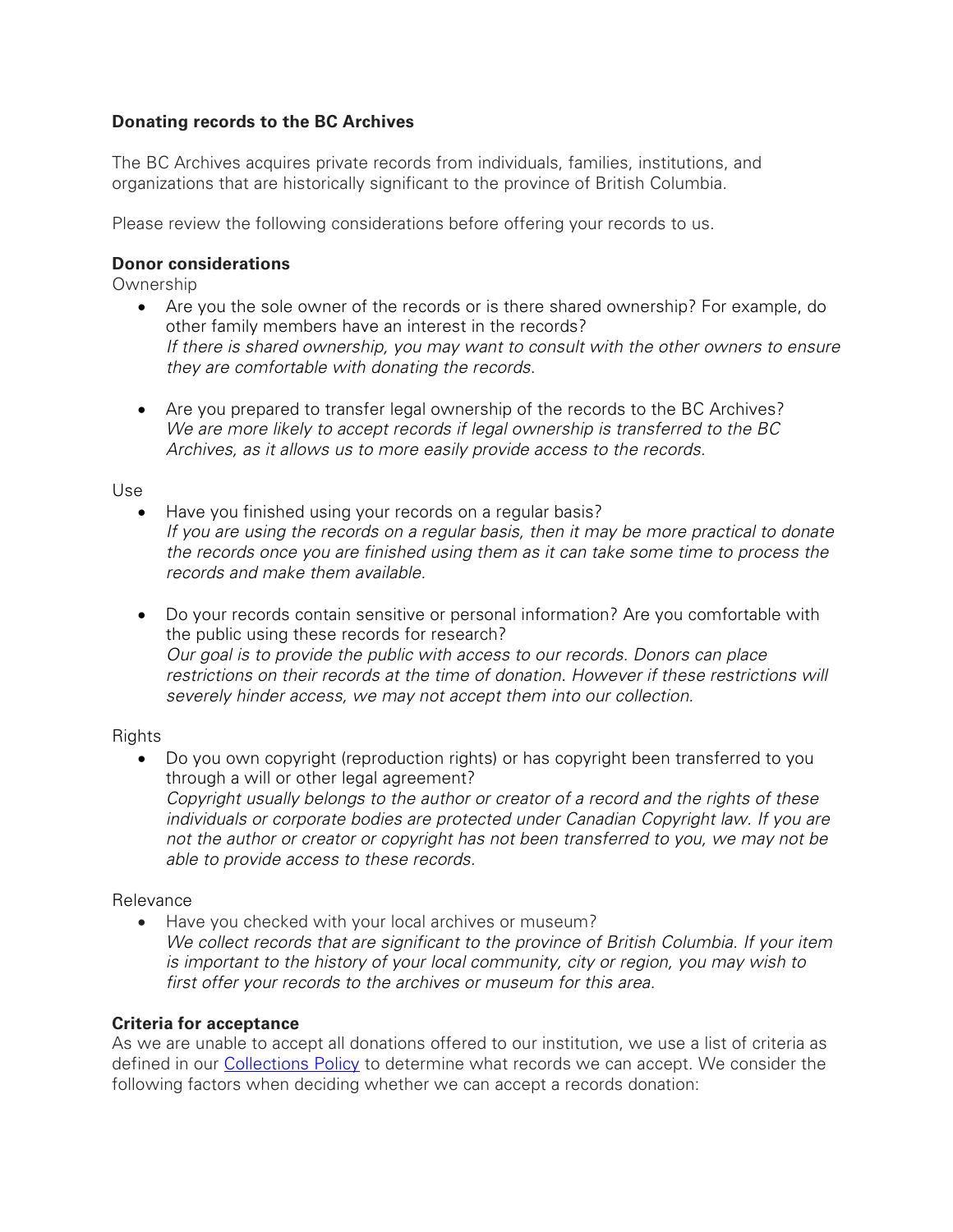## Donating records to the BC Archives

The BC Archives acquires private records from individuals, families, institutions, and organizations that are historically significant to the province of British Columbia.

Please review the following considerations before offering your records to us.

### Donor considerations

Ownership

- Are you the sole owner of the records or is there shared ownership? For example, do other family members have an interest in the records?
  *If there is shared ownership, you may want to consult with the other owners to ensure they are comfortable with donating the records.*

- Are you prepared to transfer legal ownership of the records to the BC Archives?
  *We are more likely to accept records if legal ownership is transferred to the BC Archives, as it allows us to more easily provide access to the records.*

Use

- Have you finished using your records on a regular basis?
  *If you are using the records on a regular basis, then it may be more practical to donate the records once you are finished using them as it can take some time to process the records and make them available.*

- Do your records contain sensitive or personal information? Are you comfortable with the public using these records for research?
  *Our goal is to provide the public with access to our records. Donors can place restrictions on their records at the time of donation. However if these restrictions will severely hinder access, we may not accept them into our collection.*

Rights

- Do you own copyright (reproduction rights) or has copyright been transferred to you through a will or other legal agreement?
  *Copyright usually belongs to the author or creator of a record and the rights of these individuals or corporate bodies are protected under Canadian Copyright law. If you are not the author or creator or copyright has not been transferred to you, we may not be able to provide access to these records.*

Relevance

- Have you checked with your local archives or museum?
  *We collect records that are significant to the province of British Columbia. If your item is important to the history of your local community, city or region, you may wish to first offer your records to the archives or museum for this area.*

### Criteria for acceptance

As we are unable to accept all donations offered to our institution, we use a list of criteria as defined in our Collections Policy to determine what records we can accept. We consider the following factors when deciding whether we can accept a records donation: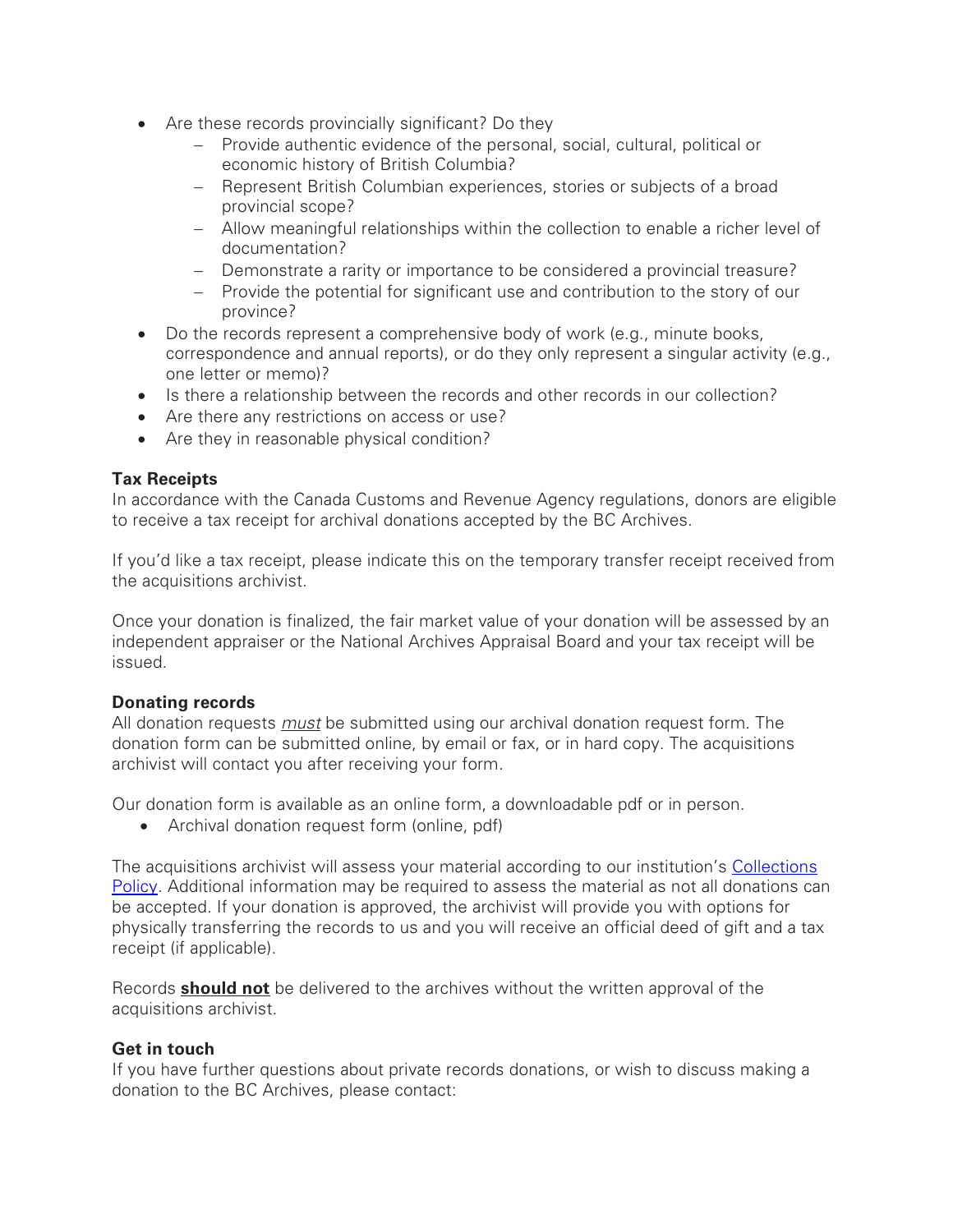- Are these records provincially significant? Do they
  - Provide authentic evidence of the personal, social, cultural, political or economic history of British Columbia?
  - Represent British Columbian experiences, stories or subjects of a broad provincial scope?
  - Allow meaningful relationships within the collection to enable a richer level of documentation?
  - Demonstrate a rarity or importance to be considered a provincial treasure?
  - Provide the potential for significant use and contribution to the story of our province?
- Do the records represent a comprehensive body of work (e.g., minute books, correspondence and annual reports), or do they only represent a singular activity (e.g., one letter or memo)?
- Is there a relationship between the records and other records in our collection?
- Are there any restrictions on access or use?
- Are they in reasonable physical condition?

**Tax Receipts**

In accordance with the Canada Customs and Revenue Agency regulations, donors are eligible to receive a tax receipt for archival donations accepted by the BC Archives.

If you'd like a tax receipt, please indicate this on the temporary transfer receipt received from the acquisitions archivist.

Once your donation is finalized, the fair market value of your donation will be assessed by an independent appraiser or the National Archives Appraisal Board and your tax receipt will be issued.

**Donating records**

All donation requests *must* be submitted using our archival donation request form. The donation form can be submitted online, by email or fax, or in hard copy. The acquisitions archivist will contact you after receiving your form.

Our donation form is available as an online form, a downloadable pdf or in person.

- Archival donation request form (online, pdf)

The acquisitions archivist will assess your material according to our institution's Collections Policy. Additional information may be required to assess the material as not all donations can be accepted. If your donation is approved, the archivist will provide you with options for physically transferring the records to us and you will receive an official deed of gift and a tax receipt (if applicable).

Records **should not** be delivered to the archives without the written approval of the acquisitions archivist.

**Get in touch**

If you have further questions about private records donations, or wish to discuss making a donation to the BC Archives, please contact: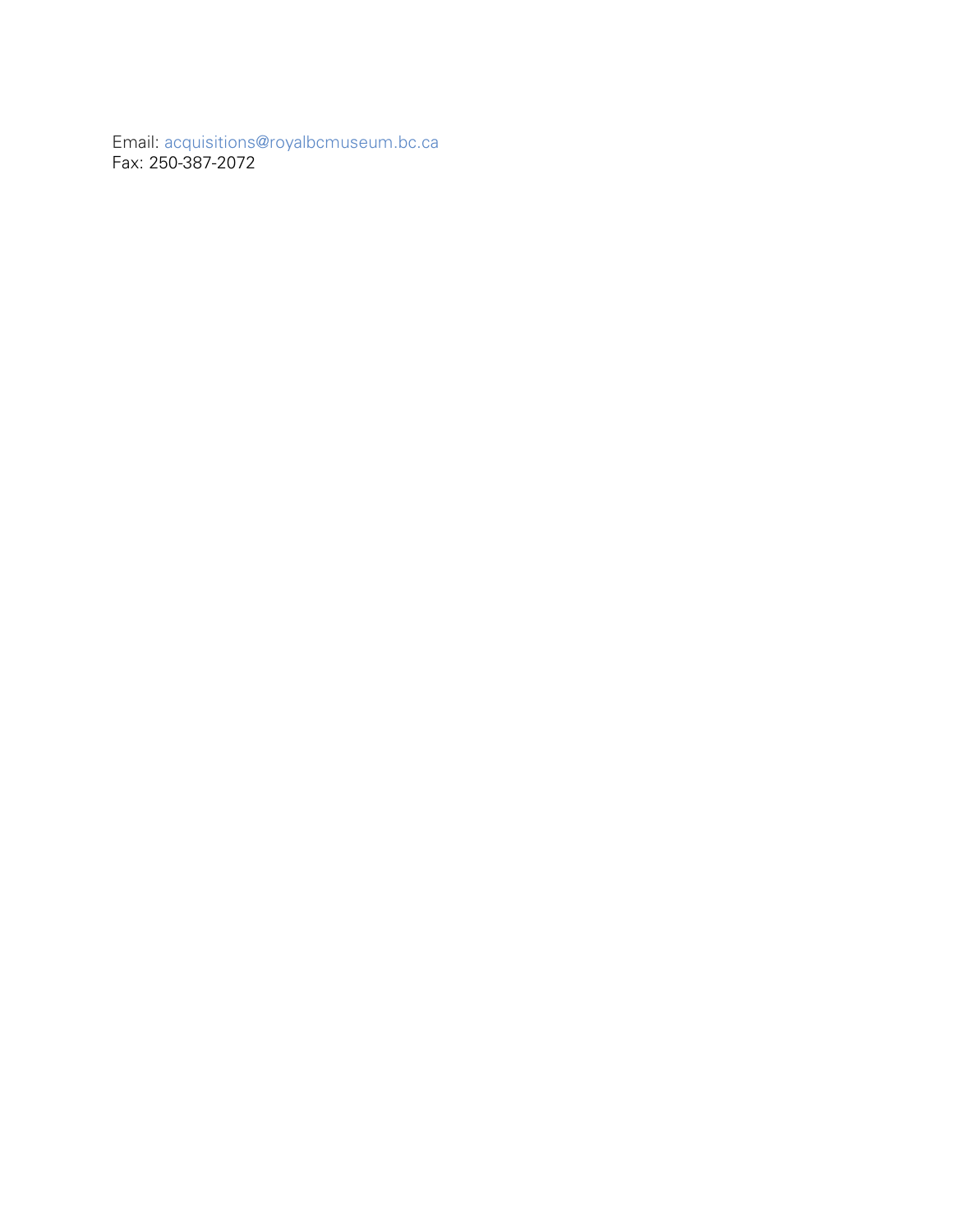Email: acquisitions@royalbcmuseum.bc.ca
Fax: 250-387-2072